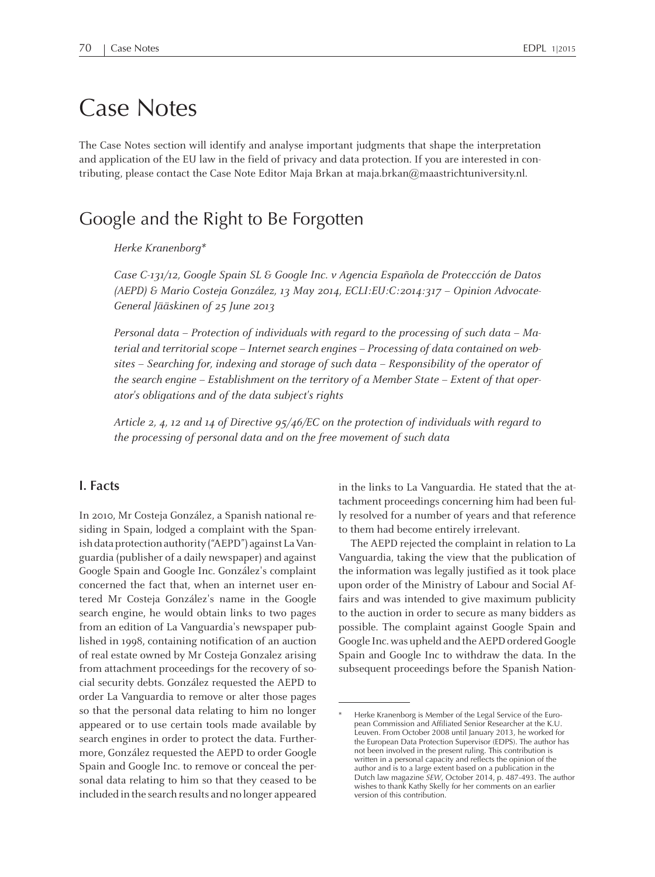# Case Notes

The Case Notes section will identify and analyse important judgments that shape the interpretation and application of the EU law in the field of privacy and data protection. If you are interested in contributing, please contact the Case Note Editor Maja Brkan at maja.brkan@maastrichtuniversity.nl.

## Google and the Right to Be Forgotten

*Herke Kranenborg\**

*Case C-131/12, Google Spain SL & Google Inc. v Agencia Española de Protecćción de Datos (AEPD) & Mario Costeja González, 13 May 2014, ECLI:EU:C:2014:317 – Opinion Advocate-General Jääskinen of 25 June 2013*

*Personal data – Protection of individuals with regard to the processing of such data – Material and territorial scope – Internet search engines – Processing of data contained on websites – Searching for, indexing and storage of such data – Responsibility of the operator of the search engine – Establishment on the territory of a Member State – Extent of that operator's obligations and of the data subject's rights*

*Article 2, 4, 12 and 14 of Directive 95/46/EC on the protection of individuals with regard to the processing of personal data and on the free movement of such data*

### I. Facts

In 2010, Mr Costeja González, a Spanish national residing in Spain, lodged a complaint with the Spanish data protection authority ("AEPD") against La Vanguardia (publisher of a daily newspaper) and against Google Spain and Google Inc. González's complaint concerned the fact that, when an internet user entered Mr Costeja González's name in the Google search engine, he would obtain links to two pages from an edition of La Vanguardia's newspaper published in 1998, containing notification of an auction of real estate owned by Mr Costeja Gonzalez arising from attachment proceedings for the recovery of social security debts. González requested the AEPD to order La Vanguardia to remove or alter those pages so that the personal data relating to him no longer appeared or to use certain tools made available by search engines in order to protect the data. Furthermore, González requested the AEPD to order Google Spain and Google Inc. to remove or conceal the personal data relating to him so that they ceased to be included in the search results and no longer appeared in the links to La Vanguardia. He stated that the attachment proceedings concerning him had been fully resolved for a number of years and that reference to them had become entirely irrelevant.

The AEPD rejected the complaint in relation to La Vanguardia, taking the view that the publication of the information was legally justified as it took place upon order of the Ministry of Labour and Social Affairs and was intended to give maximum publicity to the auction in order to secure as many bidders as possible. The complaint against Google Spain and Google Inc. was upheld and the AEPD ordered Google Spain and Google Inc to withdraw the data. In the subsequent proceedings before the Spanish Nation-

\* Herke Kranenborg is Member of the Legal Service of the European Commission and Affiliated Senior Researcher at the K.U. Leuven. From October 2008 until January 2013, he worked for the European Data Protection Supervisor (EDPS). The author has not been involved in the present ruling. This contribution is written in a personal capacity and reflects the opinion of the author and is to a large extent based on a publication in the Dutch law magazine *SEW*, October 2014, p. 487-493. The author wishes to thank Kathy Skelly for his comments on an earlier version of this contribution.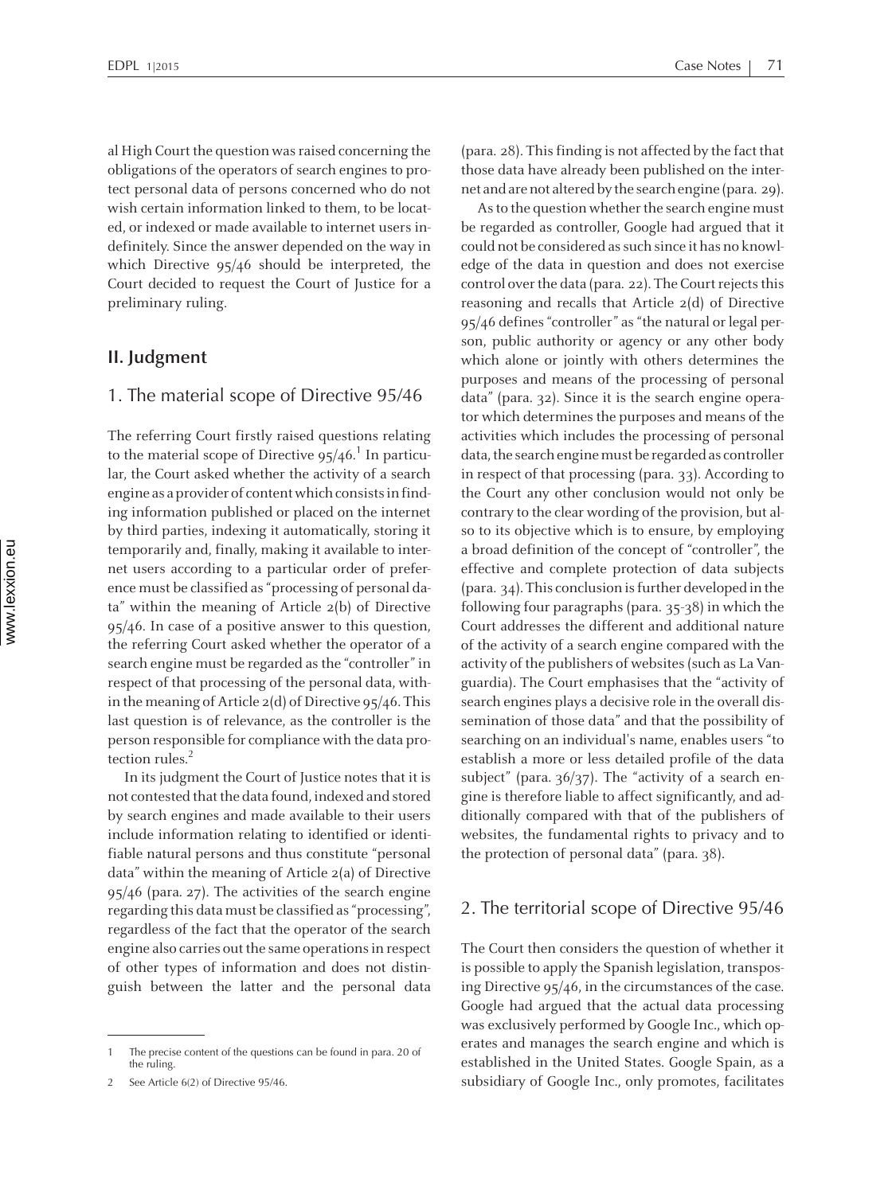al High Court the question was raised concerning the obligations of the operators of search engines to protect personal data of persons concerned who do not wish certain information linked to them, to be located, or indexed or made available to internet users indefinitely. Since the answer depended on the way in which Directive 95/46 should be interpreted, the Court decided to request the Court of Justice for a preliminary ruling.

## II. Judgment

### 1. The material scope of Directive 95/46

The referring Court firstly raised questions relating to the material scope of Directive 95/46.[1] In particular, the Court asked whether the activity of a search engine as a provider of content which consists in finding information published or placed on the internet by third parties, indexing it automatically, storing it temporarily and, finally, making it available to internet users according to a particular order of preference must be classified as "processing of personal data" within the meaning of Article 2(b) of Directive 95/46. In case of a positive answer to this question, the referring Court asked whether the operator of a search engine must be regarded as the "controller" in respect of that processing of the personal data, within the meaning of Article 2(d) of Directive 95/46. This last question is of relevance, as the controller is the person responsible for compliance with the data protection rules.[2]

In its judgment the Court of Justice notes that it is not contested that the data found, indexed and stored by search engines and made available to their users include information relating to identified or identifiable natural persons and thus constitute "personal data" within the meaning of Article 2(a) of Directive 95/46 (para. 27). The activities of the search engine regarding this data must be classified as "processing", regardless of the fact that the operator of the search engine also carries out the same operations in respect of other types of information and does not distinguish between the latter and the personal data (para. 28). This finding is not affected by the fact that those data have already been published on the internet and are not altered by the search engine (para. 29).

As to the question whether the search engine must be regarded as controller, Google had argued that it could not be considered as such since it has no knowledge of the data in question and does not exercise control over the data (para. 22). The Court rejects this reasoning and recalls that Article 2(d) of Directive 95/46 defines "controller" as "the natural or legal person, public authority or agency or any other body which alone or jointly with others determines the purposes and means of the processing of personal data" (para. 32). Since it is the search engine operator which determines the purposes and means of the activities which includes the processing of personal data, the search engine must be regarded as controller in respect of that processing (para. 33). According to the Court any other conclusion would not only be contrary to the clear wording of the provision, but also to its objective which is to ensure, by employing a broad definition of the concept of "controller", the effective and complete protection of data subjects (para. 34). This conclusion is further developed in the following four paragraphs (para. 35-38) in which the Court addresses the different and additional nature of the activity of a search engine compared with the activity of the publishers of websites (such as La Vanguardia). The Court emphasises that the "activity of search engines plays a decisive role in the overall dissemination of those data" and that the possibility of searching on an individual's name, enables users "to establish a more or less detailed profile of the data subject" (para. 36/37). The "activity of a search engine is therefore liable to affect significantly, and additionally compared with that of the publishers of websites, the fundamental rights to privacy and to the protection of personal data" (para. 38).

### 2. The territorial scope of Directive 95/46

The Court then considers the question of whether it is possible to apply the Spanish legislation, transposing Directive 95/46, in the circumstances of the case. Google had argued that the actual data processing was exclusively performed by Google Inc., which operates and manages the search engine and which is established in the United States. Google Spain, as a subsidiary of Google Inc., only promotes, facilitates

---

1 The precise content of the questions can be found in para. 20 of the ruling.

2 See Article 6(2) of Directive 95/46.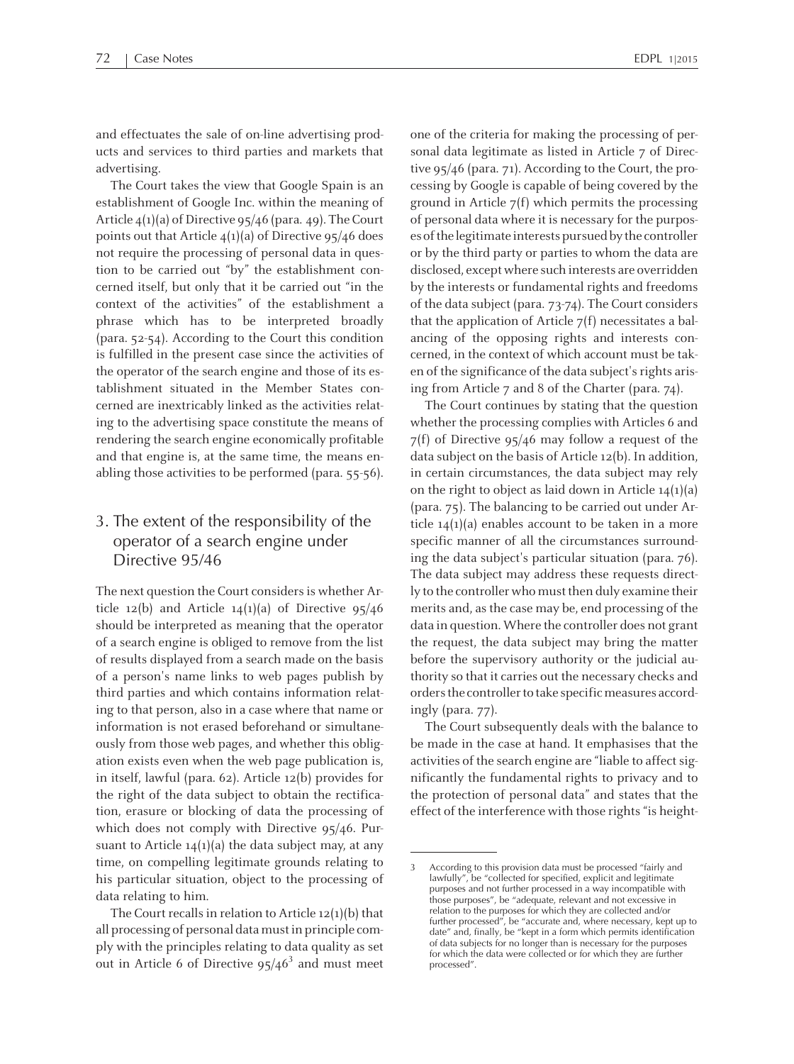and effectuates the sale of on-line advertising products and services to third parties and markets that advertising.

The Court takes the view that Google Spain is an establishment of Google Inc. within the meaning of Article 4(1)(a) of Directive 95/46 (para. 49). The Court points out that Article 4(1)(a) of Directive 95/46 does not require the processing of personal data in question to be carried out "by" the establishment concerned itself, but only that it be carried out "in the context of the activities" of the establishment a phrase which has to be interpreted broadly (para. 52-54). According to the Court this condition is fulfilled in the present case since the activities of the operator of the search engine and those of its establishment situated in the Member States concerned are inextricably linked as the activities relating to the advertising space constitute the means of rendering the search engine economically profitable and that engine is, at the same time, the means enabling those activities to be performed (para. 55-56).

## 3. The extent of the responsibility of the operator of a search engine under Directive 95/46

The next question the Court considers is whether Article 12(b) and Article 14(1)(a) of Directive 95/46 should be interpreted as meaning that the operator of a search engine is obliged to remove from the list of results displayed from a search made on the basis of a person's name links to web pages publish by third parties and which contains information relating to that person, also in a case where that name or information is not erased beforehand or simultaneously from those web pages, and whether this obligation exists even when the web page publication is, in itself, lawful (para. 62). Article 12(b) provides for the right of the data subject to obtain the rectification, erasure or blocking of data the processing of which does not comply with Directive 95/46. Pursuant to Article 14(1)(a) the data subject may, at any time, on compelling legitimate grounds relating to his particular situation, object to the processing of data relating to him.

The Court recalls in relation to Article 12(1)(b) that all processing of personal data must in principle comply with the principles relating to data quality as set out in Article 6 of Directive 95/46[3] and must meet one of the criteria for making the processing of personal data legitimate as listed in Article 7 of Directive 95/46 (para. 71). According to the Court, the processing by Google is capable of being covered by the ground in Article 7(f) which permits the processing of personal data where it is necessary for the purposes of the legitimate interests pursued by the controller or by the third party or parties to whom the data are disclosed, except where such interests are overridden by the interests or fundamental rights and freedoms of the data subject (para. 73-74). The Court considers that the application of Article 7(f) necessitates a balancing of the opposing rights and interests concerned, in the context of which account must be taken of the significance of the data subject's rights arising from Article 7 and 8 of the Charter (para. 74).

The Court continues by stating that the question whether the processing complies with Articles 6 and 7(f) of Directive 95/46 may follow a request of the data subject on the basis of Article 12(b). In addition, in certain circumstances, the data subject may rely on the right to object as laid down in Article 14(1)(a) (para. 75). The balancing to be carried out under Article 14(1)(a) enables account to be taken in a more specific manner of all the circumstances surrounding the data subject's particular situation (para. 76). The data subject may address these requests directly to the controller who must then duly examine their merits and, as the case may be, end processing of the data in question. Where the controller does not grant the request, the data subject may bring the matter before the supervisory authority or the judicial authority so that it carries out the necessary checks and orders the controller to take specific measures accordingly (para. 77).

The Court subsequently deals with the balance to be made in the case at hand. It emphasises that the activities of the search engine are "liable to affect significantly the fundamental rights to privacy and to the protection of personal data" and states that the effect of the interference with those rights "is height-

---

3 According to this provision data must be processed "fairly and lawfully", be "collected for specified, explicit and legitimate purposes and not further processed in a way incompatible with those purposes", be "adequate, relevant and not excessive in relation to the purposes for which they are collected and/or further processed", be "accurate and, where necessary, kept up to date" and, finally, be "kept in a form which permits identification of data subjects for no longer than is necessary for the purposes for which the data were collected or for which they are further processed".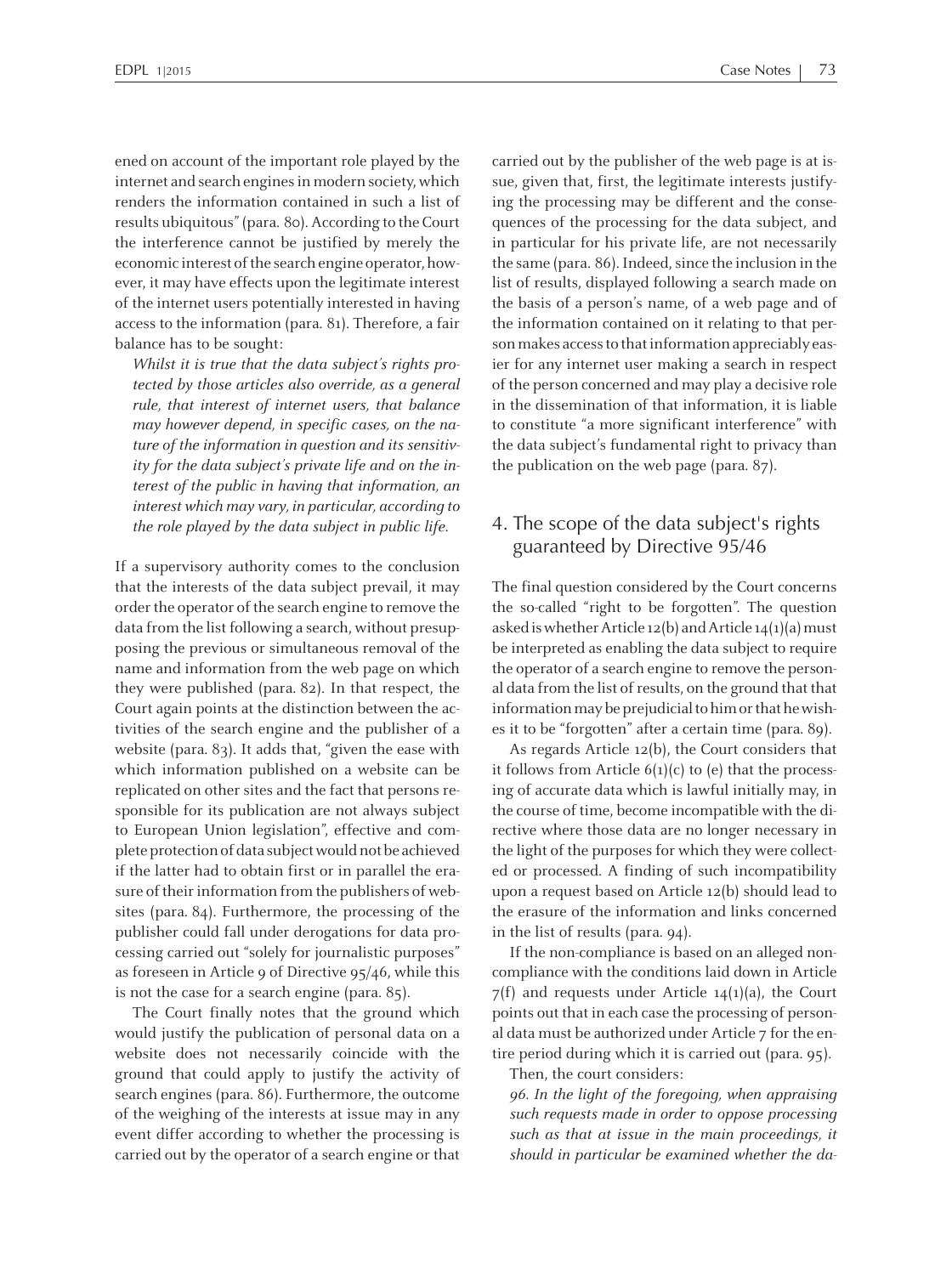ened on account of the important role played by the internet and search engines in modern society, which renders the information contained in such a list of results ubiquitous" (para. 80). According to the Court the interference cannot be justified by merely the economic interest of the search engine operator, however, it may have effects upon the legitimate interest of the internet users potentially interested in having access to the information (para. 81). Therefore, a fair balance has to be sought:

> *Whilst it is true that the data subject's rights protected by those articles also override, as a general rule, that interest of internet users, that balance may however depend, in specific cases, on the nature of the information in question and its sensitivity for the data subject's private life and on the interest of the public in having that information, an interest which may vary, in particular, according to the role played by the data subject in public life.*

If a supervisory authority comes to the conclusion that the interests of the data subject prevail, it may order the operator of the search engine to remove the data from the list following a search, without presupposing the previous or simultaneous removal of the name and information from the web page on which they were published (para. 82). In that respect, the Court again points at the distinction between the activities of the search engine and the publisher of a website (para. 83). It adds that, "given the ease with which information published on a website can be replicated on other sites and the fact that persons responsible for its publication are not always subject to European Union legislation", effective and complete protection of data subject would not be achieved if the latter had to obtain first or in parallel the erasure of their information from the publishers of websites (para. 84). Furthermore, the processing of the publisher could fall under derogations for data processing carried out "solely for journalistic purposes" as foreseen in Article 9 of Directive 95/46, while this is not the case for a search engine (para. 85).

The Court finally notes that the ground which would justify the publication of personal data on a website does not necessarily coincide with the ground that could apply to justify the activity of search engines (para. 86). Furthermore, the outcome of the weighing of the interests at issue may in any event differ according to whether the processing is carried out by the operator of a search engine or that carried out by the publisher of the web page is at issue, given that, first, the legitimate interests justifying the processing may be different and the consequences of the processing for the data subject, and in particular for his private life, are not necessarily the same (para. 86). Indeed, since the inclusion in the list of results, displayed following a search made on the basis of a person's name, of a web page and of the information contained on it relating to that person makes access to that information appreciably easier for any internet user making a search in respect of the person concerned and may play a decisive role in the dissemination of that information, it is liable to constitute "a more significant interference" with the data subject's fundamental right to privacy than the publication on the web page (para. 87).

## 4. The scope of the data subject's rights guaranteed by Directive 95/46

The final question considered by the Court concerns the so-called "right to be forgotten". The question asked is whether Article 12(b) and Article 14(1)(a) must be interpreted as enabling the data subject to require the operator of a search engine to remove the personal data from the list of results, on the ground that that information may be prejudicial to him or that he wishes it to be "forgotten" after a certain time (para. 89).

As regards Article 12(b), the Court considers that it follows from Article 6(1)(c) to (e) that the processing of accurate data which is lawful initially may, in the course of time, become incompatible with the directive where those data are no longer necessary in the light of the purposes for which they were collected or processed. A finding of such incompatibility upon a request based on Article 12(b) should lead to the erasure of the information and links concerned in the list of results (para. 94).

If the non-compliance is based on an alleged non-compliance with the conditions laid down in Article 7(f) and requests under Article 14(1)(a), the Court points out that in each case the processing of personal data must be authorized under Article 7 for the entire period during which it is carried out (para. 95).

Then, the court considers:

> *96. In the light of the foregoing, when appraising such requests made in order to oppose processing such as that at issue in the main proceedings, it should in particular be examined whether the da-*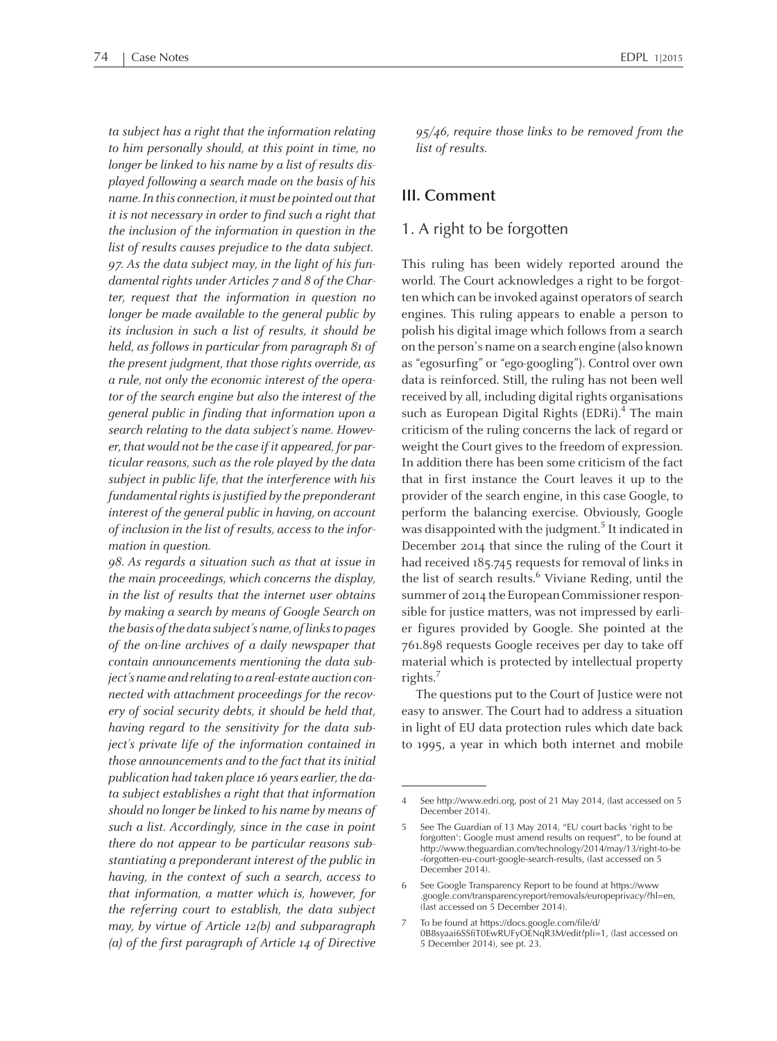*ta subject has a right that the information relating to him personally should, at this point in time, no longer be linked to his name by a list of results displayed following a search made on the basis of his name. In this connection, it must be pointed out that it is not necessary in order to find such a right that the inclusion of the information in question in the list of results causes prejudice to the data subject.*

*97. As the data subject may, in the light of his fundamental rights under Articles 7 and 8 of the Charter, request that the information in question no longer be made available to the general public by its inclusion in such a list of results, it should be held, as follows in particular from paragraph 81 of the present judgment, that those rights override, as a rule, not only the economic interest of the operator of the search engine but also the interest of the general public in finding that information upon a search relating to the data subject's name. However, that would not be the case if it appeared, for particular reasons, such as the role played by the data subject in public life, that the interference with his fundamental rights is justified by the preponderant interest of the general public in having, on account of inclusion in the list of results, access to the information in question.*

*98. As regards a situation such as that at issue in the main proceedings, which concerns the display, in the list of results that the internet user obtains by making a search by means of Google Search on the basis of the data subject's name, of links to pages of the on-line archives of a daily newspaper that contain announcements mentioning the data subject's name and relating to a real-estate auction connected with attachment proceedings for the recovery of social security debts, it should be held that, having regard to the sensitivity for the data subject's private life of the information contained in those announcements and to the fact that its initial publication had taken place 16 years earlier, the data subject establishes a right that that information should no longer be linked to his name by means of such a list. Accordingly, since in the case in point there do not appear to be particular reasons substantiating a preponderant interest of the public in having, in the context of such a search, access to that information, a matter which is, however, for the referring court to establish, the data subject may, by virtue of Article 12(b) and subparagraph (a) of the first paragraph of Article 14 of Directive 95/46, require those links to be removed from the list of results.*

## III. Comment

### 1. A right to be forgotten

This ruling has been widely reported around the world. The Court acknowledges a right to be forgotten which can be invoked against operators of search engines. This ruling appears to enable a person to polish his digital image which follows from a search on the person's name on a search engine (also known as "egosurfing" or "ego-googling"). Control over own data is reinforced. Still, the ruling has not been well received by all, including digital rights organisations such as European Digital Rights (EDRi).[4] The main criticism of the ruling concerns the lack of regard or weight the Court gives to the freedom of expression. In addition there has been some criticism of the fact that in first instance the Court leaves it up to the provider of the search engine, in this case Google, to perform the balancing exercise. Obviously, Google was disappointed with the judgment.[5] It indicated in December 2014 that since the ruling of the Court it had received 185.745 requests for removal of links in the list of search results.[6] Viviane Reding, until the summer of 2014 the European Commissioner responsible for justice matters, was not impressed by earlier figures provided by Google. She pointed at the 761.898 requests Google receives per day to take off material which is protected by intellectual property rights.[7]

The questions put to the Court of Justice were not easy to answer. The Court had to address a situation in light of EU data protection rules which date back to 1995, a year in which both internet and mobile

---

4 See http://www.edri.org, post of 21 May 2014, (last accessed on 5 December 2014).

5 See The Guardian of 13 May 2014, "EU court backs 'right to be forgotten': Google must amend results on request", to be found at http://www.theguardian.com/technology/2014/may/13/right-to-be-forgotten-eu-court-google-search-results, (last accessed on 5 December 2014).

6 See Google Transparency Report to be found at https://www.google.com/transparencyreport/removals/europeprivacy/?hl=en, (last accessed on 5 December 2014).

7 To be found at https://docs.google.com/file/d/0B8syaai6SSfiT0EwRUFyOENqR3M/edit?pli=1, (last accessed on 5 December 2014), see pt. 23.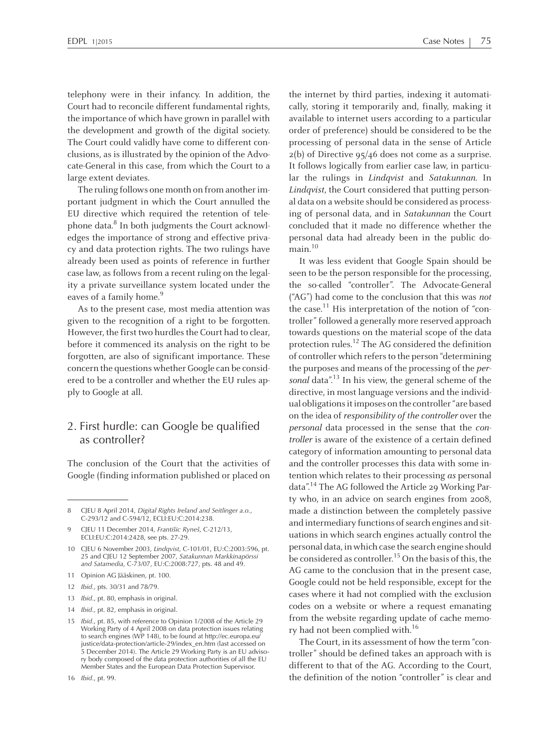telephony were in their infancy. In addition, the Court had to reconcile different fundamental rights, the importance of which have grown in parallel with the development and growth of the digital society. The Court could validly have come to different conclusions, as is illustrated by the opinion of the Advocate-General in this case, from which the Court to a large extent deviates.

The ruling follows one month on from another important judgment in which the Court annulled the EU directive which required the retention of telephone data.[8] In both judgments the Court acknowledges the importance of strong and effective privacy and data protection rights. The two rulings have already been used as points of reference in further case law, as follows from a recent ruling on the legality a private surveillance system located under the eaves of a family home.[9]

As to the present case, most media attention was given to the recognition of a right to be forgotten. However, the first two hurdles the Court had to clear, before it commenced its analysis on the right to be forgotten, are also of significant importance. These concern the questions whether Google can be considered to be a controller and whether the EU rules apply to Google at all.

## 2. First hurdle: can Google be qualified as controller?

The conclusion of the Court that the activities of Google (finding information published or placed on the internet by third parties, indexing it automatically, storing it temporarily and, finally, making it available to internet users according to a particular order of preference) should be considered to be the processing of personal data in the sense of Article 2(b) of Directive 95/46 does not come as a surprise. It follows logically from earlier case law, in particular the rulings in *Lindqvist* and *Satakunnan*. In *Lindqvist*, the Court considered that putting personal data on a website should be considered as processing of personal data, and in *Satakunnan* the Court concluded that it made no difference whether the personal data had already been in the public domain.[10]

It was less evident that Google Spain should be seen to be the person responsible for the processing, the so-called "controller". The Advocate-General ("AG") had come to the conclusion that this was *not* the case.[11] His interpretation of the notion of "controller" followed a generally more reserved approach towards questions on the material scope of the data protection rules.[12] The AG considered the definition of controller which refers to the person "determining the purposes and means of the processing of the *personal* data".[13] In his view, the general scheme of the directive, in most language versions and the individual obligations it imposes on the controller "are based on the idea of *responsibility of the controller* over the *personal* data processed in the sense that the *controller* is aware of the existence of a certain defined category of information amounting to personal data and the controller processes this data with some intention which relates to their processing *as* personal data".[14] The AG followed the Article 29 Working Party who, in an advice on search engines from 2008, made a distinction between the completely passive and intermediary functions of search engines and situations in which search engines actually control the personal data, in which case the search engine should be considered as controller.[15] On the basis of this, the AG came to the conclusion that in the present case, Google could not be held responsible, except for the cases where it had not complied with the exclusion codes on a website or where a request emanating from the website regarding update of cache memory had not been complied with.[16]

The Court, in its assessment of how the term "controller" should be defined takes an approach with is different to that of the AG. According to the Court, the definition of the notion "controller" is clear and

---

8 CJEU 8 April 2014, *Digital Rights Ireland and Seitlinger a.o.*, C-293/12 and C-594/12, ECLI:EU:C:2014:238.

9 CJEU 11 December 2014, *František Ryneš*, C-212/13, ECLI:EU:C:2014:2428, see pts. 27-29.

10 CJEU 6 November 2003, *Lindqvist*, C-101/01, EU:C:2003:596, pt. 25 and CJEU 12 September 2007, *Satakunnan Markkinapörssi and Satamedia*, C-73/07, EU:C:2008:727, pts. 48 and 49.

11 Opinion AG Jääskinen, pt. 100.

12 *Ibid.*, pts. 30/31 and 78/79.

13 *Ibid.*, pt. 80, emphasis in original.

14 *Ibid.*, pt. 82, emphasis in original.

15 *Ibid.*, pt. 85, with reference to Opinion 1/2008 of the Article 29 Working Party of 4 April 2008 on data protection issues relating to search engines (WP 148), to be found at http://ec.europa.eu/justice/data-protection/article-29/index_en.htm (last accessed on 5 December 2014). The Article 29 Working Party is an EU advisory body composed of the data protection authorities of all the EU Member States and the European Data Protection Supervisor.

16 *Ibid.*, pt. 99.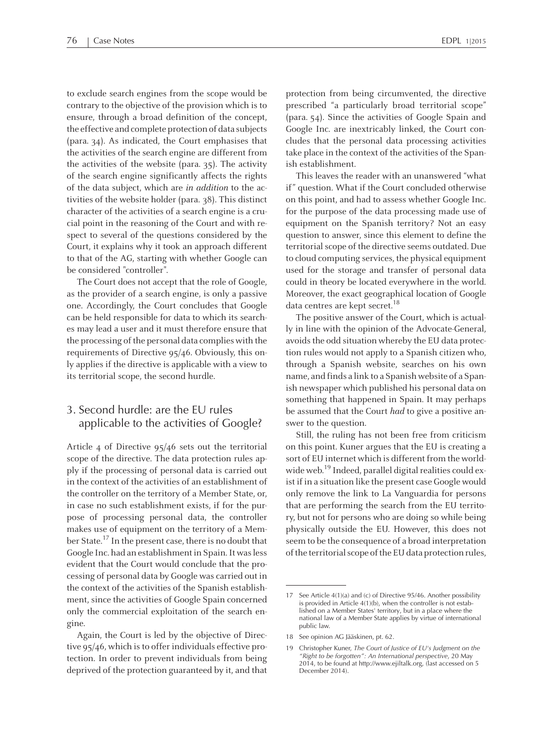to exclude search engines from the scope would be contrary to the objective of the provision which is to ensure, through a broad definition of the concept, the effective and complete protection of data subjects (para. 34). As indicated, the Court emphasises that the activities of the search engine are different from the activities of the website (para. 35). The activity of the search engine significantly affects the rights of the data subject, which are *in addition* to the activities of the website holder (para. 38). This distinct character of the activities of a search engine is a crucial point in the reasoning of the Court and with respect to several of the questions considered by the Court, it explains why it took an approach different to that of the AG, starting with whether Google can be considered "controller".

The Court does not accept that the role of Google, as the provider of a search engine, is only a passive one. Accordingly, the Court concludes that Google can be held responsible for data to which its searches may lead a user and it must therefore ensure that the processing of the personal data complies with the requirements of Directive 95/46. Obviously, this only applies if the directive is applicable with a view to its territorial scope, the second hurdle.

## 3. Second hurdle: are the EU rules applicable to the activities of Google?

Article 4 of Directive 95/46 sets out the territorial scope of the directive. The data protection rules apply if the processing of personal data is carried out in the context of the activities of an establishment of the controller on the territory of a Member State, or, in case no such establishment exists, if for the purpose of processing personal data, the controller makes use of equipment on the territory of a Member State.[17] In the present case, there is no doubt that Google Inc. had an establishment in Spain. It was less evident that the Court would conclude that the processing of personal data by Google was carried out in the context of the activities of the Spanish establishment, since the activities of Google Spain concerned only the commercial exploitation of the search engine.

Again, the Court is led by the objective of Directive 95/46, which is to offer individuals effective protection. In order to prevent individuals from being deprived of the protection guaranteed by it, and that protection from being circumvented, the directive prescribed "a particularly broad territorial scope" (para. 54). Since the activities of Google Spain and Google Inc. are inextricably linked, the Court concludes that the personal data processing activities take place in the context of the activities of the Spanish establishment.

This leaves the reader with an unanswered "what if" question. What if the Court concluded otherwise on this point, and had to assess whether Google Inc. for the purpose of the data processing made use of equipment on the Spanish territory? Not an easy question to answer, since this element to define the territorial scope of the directive seems outdated. Due to cloud computing services, the physical equipment used for the storage and transfer of personal data could in theory be located everywhere in the world. Moreover, the exact geographical location of Google data centres are kept secret.[18]

The positive answer of the Court, which is actually in line with the opinion of the Advocate-General, avoids the odd situation whereby the EU data protection rules would not apply to a Spanish citizen who, through a Spanish website, searches on his own name, and finds a link to a Spanish website of a Spanish newspaper which published his personal data on something that happened in Spain. It may perhaps be assumed that the Court *had* to give a positive answer to the question.

Still, the ruling has not been free from criticism on this point. Kuner argues that the EU is creating a sort of EU internet which is different from the worldwide web.[19] Indeed, parallel digital realities could exist if in a situation like the present case Google would only remove the link to La Vanguardia for persons that are performing the search from the EU territory, but not for persons who are doing so while being physically outside the EU. However, this does not seem to be the consequence of a broad interpretation of the territorial scope of the EU data protection rules,

---

17 See Article 4(1)(a) and (c) of Directive 95/46. Another possibility is provided in Article 4(1)(b), when the controller is not established on a Member States' territory, but in a place where the national law of a Member State applies by virtue of international public law.

18 See opinion AG Jääskinen, pt. 62.

19 Christopher Kuner, *The Court of Justice of EU's Judgment on the "Right to be forgotten": An International perspective*, 20 May 2014, to be found at http://www.ejiltalk.org, (last accessed on 5 December 2014).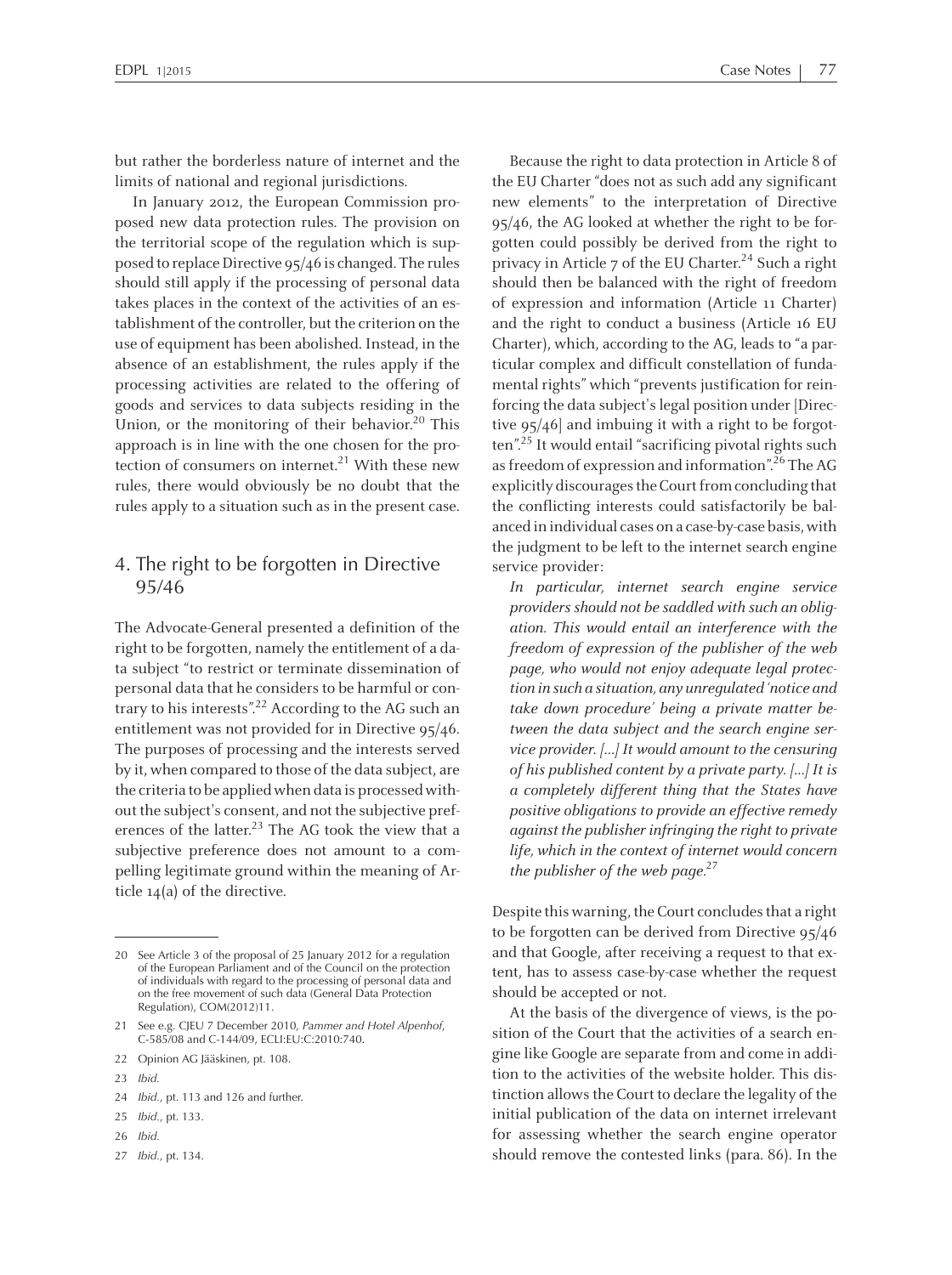but rather the borderless nature of internet and the limits of national and regional jurisdictions.

In January 2012, the European Commission proposed new data protection rules. The provision on the territorial scope of the regulation which is supposed to replace Directive 95/46 is changed. The rules should still apply if the processing of personal data takes places in the context of the activities of an establishment of the controller, but the criterion on the use of equipment has been abolished. Instead, in the absence of an establishment, the rules apply if the processing activities are related to the offering of goods and services to data subjects residing in the Union, or the monitoring of their behavior.[20] This approach is in line with the one chosen for the protection of consumers on internet.[21] With these new rules, there would obviously be no doubt that the rules apply to a situation such as in the present case.

## 4. The right to be forgotten in Directive 95/46

The Advocate-General presented a definition of the right to be forgotten, namely the entitlement of a data subject "to restrict or terminate dissemination of personal data that he considers to be harmful or contrary to his interests".[22] According to the AG such an entitlement was not provided for in Directive 95/46. The purposes of processing and the interests served by it, when compared to those of the data subject, are the criteria to be applied when data is processed without the subject's consent, and not the subjective preferences of the latter.[23] The AG took the view that a subjective preference does not amount to a compelling legitimate ground within the meaning of Article 14(a) of the directive.

Because the right to data protection in Article 8 of the EU Charter "does not as such add any significant new elements" to the interpretation of Directive 95/46, the AG looked at whether the right to be forgotten could possibly be derived from the right to privacy in Article 7 of the EU Charter.[24] Such a right should then be balanced with the right of freedom of expression and information (Article 11 Charter) and the right to conduct a business (Article 16 EU Charter), which, according to the AG, leads to "a particular complex and difficult constellation of fundamental rights" which "prevents justification for reinforcing the data subject's legal position under [Directive 95/46] and imbuing it with a right to be forgotten".[25] It would entail "sacrificing pivotal rights such as freedom of expression and information".[26] The AG explicitly discourages the Court from concluding that the conflicting interests could satisfactorily be balanced in individual cases on a case-by-case basis, with the judgment to be left to the internet search engine service provider:

> *In particular, internet search engine service providers should not be saddled with such an obligation. This would entail an interference with the freedom of expression of the publisher of the web page, who would not enjoy adequate legal protection in such a situation, any unregulated 'notice and take down procedure' being a private matter between the data subject and the search engine service provider. [...] It would amount to the censuring of his published content by a private party. [...] It is a completely different thing that the States have positive obligations to provide an effective remedy against the publisher infringing the right to private life, which in the context of internet would concern the publisher of the web page.*[27]

Despite this warning, the Court concludes that a right to be forgotten can be derived from Directive 95/46 and that Google, after receiving a request to that extent, has to assess case-by-case whether the request should be accepted or not.

At the basis of the divergence of views, is the position of the Court that the activities of a search engine like Google are separate from and come in addition to the activities of the website holder. This distinction allows the Court to declare the legality of the initial publication of the data on internet irrelevant for assessing whether the search engine operator should remove the contested links (para. 86). In the

---

20 See Article 3 of the proposal of 25 January 2012 for a regulation of the European Parliament and of the Council on the protection of individuals with regard to the processing of personal data and on the free movement of such data (General Data Protection Regulation), COM(2012)11.

21 See e.g. CJEU 7 December 2010, *Pammer and Hotel Alpenhof*, C-585/08 and C-144/09, ECLI:EU:C:2010:740.

22 Opinion AG Jääskinen, pt. 108.

23 *Ibid.*

24 *Ibid.*, pt. 113 and 126 and further.

25 *Ibid.*, pt. 133.

26 *Ibid.*

27 *Ibid.*, pt. 134.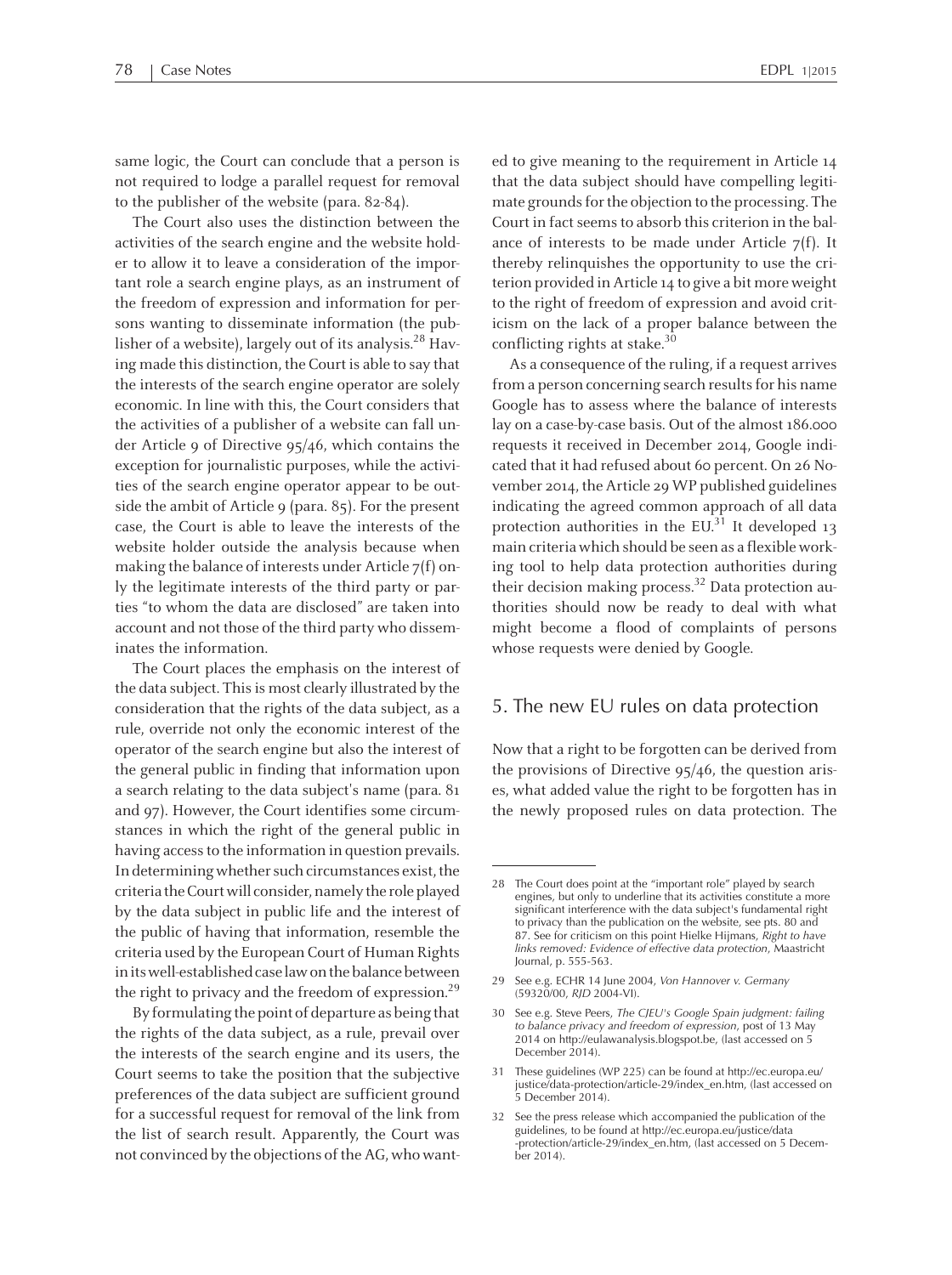same logic, the Court can conclude that a person is not required to lodge a parallel request for removal to the publisher of the website (para. 82-84).

The Court also uses the distinction between the activities of the search engine and the website holder to allow it to leave a consideration of the important role a search engine plays, as an instrument of the freedom of expression and information for persons wanting to disseminate information (the publisher of a website), largely out of its analysis.[28] Having made this distinction, the Court is able to say that the interests of the search engine operator are solely economic. In line with this, the Court considers that the activities of a publisher of a website can fall under Article 9 of Directive 95/46, which contains the exception for journalistic purposes, while the activities of the search engine operator appear to be outside the ambit of Article 9 (para. 85). For the present case, the Court is able to leave the interests of the website holder outside the analysis because when making the balance of interests under Article 7(f) only the legitimate interests of the third party or parties "to whom the data are disclosed" are taken into account and not those of the third party who disseminates the information.

The Court places the emphasis on the interest of the data subject. This is most clearly illustrated by the consideration that the rights of the data subject, as a rule, override not only the economic interest of the operator of the search engine but also the interest of the general public in finding that information upon a search relating to the data subject's name (para. 81 and 97). However, the Court identifies some circumstances in which the right of the general public in having access to the information in question prevails. In determining whether such circumstances exist, the criteria the Court will consider, namely the role played by the data subject in public life and the interest of the public of having that information, resemble the criteria used by the European Court of Human Rights in its well-established case law on the balance between the right to privacy and the freedom of expression.[29]

By formulating the point of departure as being that the rights of the data subject, as a rule, prevail over the interests of the search engine and its users, the Court seems to take the position that the subjective preferences of the data subject are sufficient ground for a successful request for removal of the link from the list of search result. Apparently, the Court was not convinced by the objections of the AG, who wanted to give meaning to the requirement in Article 14 that the data subject should have compelling legitimate grounds for the objection to the processing. The Court in fact seems to absorb this criterion in the balance of interests to be made under Article 7(f). It thereby relinquishes the opportunity to use the criterion provided in Article 14 to give a bit more weight to the right of freedom of expression and avoid criticism on the lack of a proper balance between the conflicting rights at stake.[30]

As a consequence of the ruling, if a request arrives from a person concerning search results for his name Google has to assess where the balance of interests lay on a case-by-case basis. Out of the almost 186.000 requests it received in December 2014, Google indicated that it had refused about 60 percent. On 26 November 2014, the Article 29 WP published guidelines indicating the agreed common approach of all data protection authorities in the EU.[31] It developed 13 main criteria which should be seen as a flexible working tool to help data protection authorities during their decision making process.[32] Data protection authorities should now be ready to deal with what might become a flood of complaints of persons whose requests were denied by Google.

## 5. The new EU rules on data protection

Now that a right to be forgotten can be derived from the provisions of Directive 95/46, the question arises, what added value the right to be forgotten has in the newly proposed rules on data protection. The

---

28 The Court does point at the "important role" played by search engines, but only to underline that its activities constitute a more significant interference with the data subject's fundamental right to privacy than the publication on the website, see pts. 80 and 87. See for criticism on this point Hielke Hijmans, *Right to have links removed: Evidence of effective data protection*, Maastricht Journal, p. 555-563.

29 See e.g. ECHR 14 June 2004, *Von Hannover v. Germany* (59320/00, *RJD* 2004-VI).

30 See e.g. Steve Peers, *The CJEU's Google Spain judgment: failing to balance privacy and freedom of expression*, post of 13 May 2014 on http://eulawanalysis.blogspot.be, (last accessed on 5 December 2014).

31 These guidelines (WP 225) can be found at http://ec.europa.eu/justice/data-protection/article-29/index_en.htm, (last accessed on 5 December 2014).

32 See the press release which accompanied the publication of the guidelines, to be found at http://ec.europa.eu/justice/data-protection/article-29/index_en.htm, (last accessed on 5 December 2014).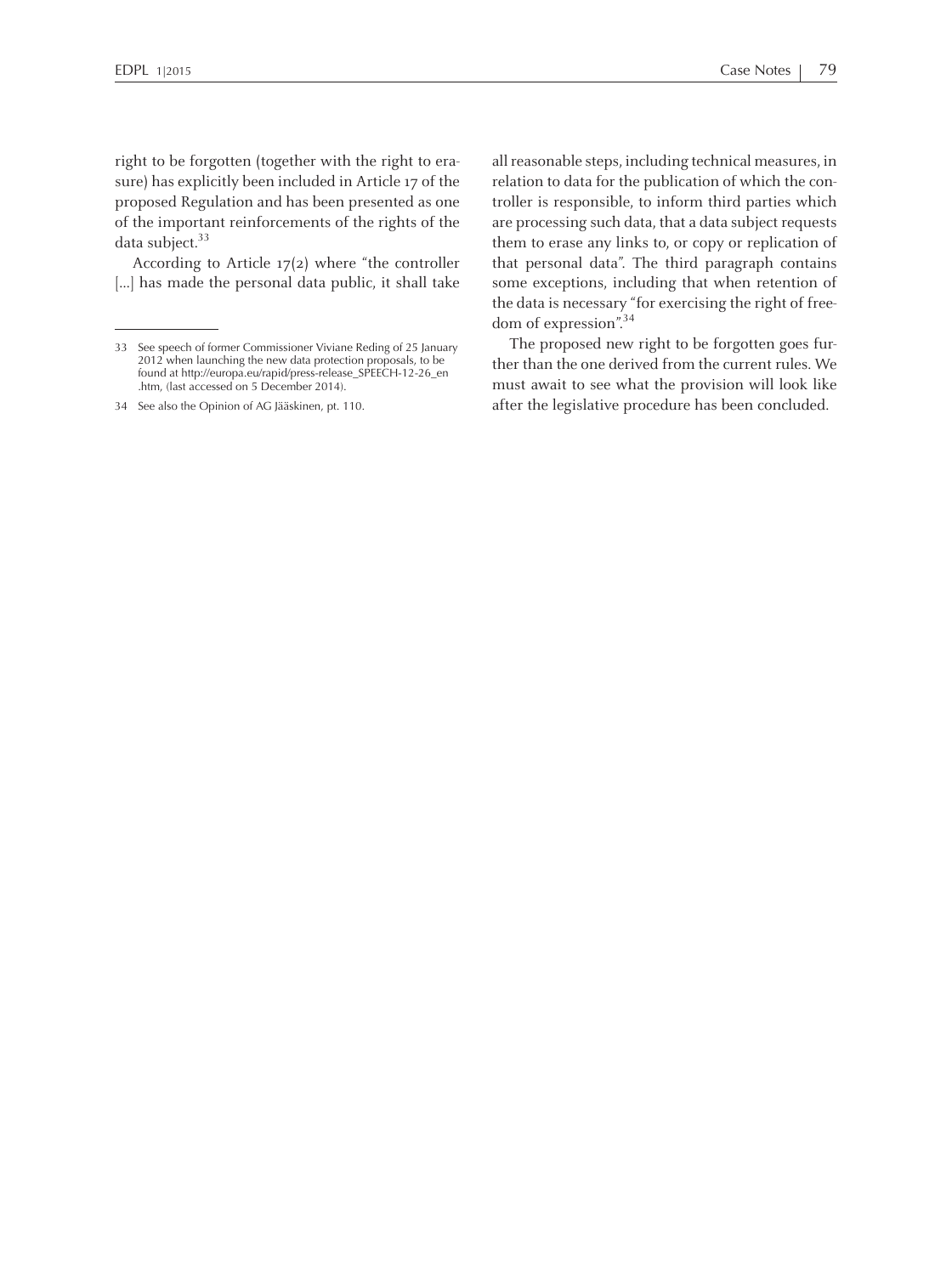right to be forgotten (together with the right to erasure) has explicitly been included in Article 17 of the proposed Regulation and has been presented as one of the important reinforcements of the rights of the data subject.[33]

According to Article 17(2) where "the controller [...] has made the personal data public, it shall take all reasonable steps, including technical measures, in relation to data for the publication of which the controller is responsible, to inform third parties which are processing such data, that a data subject requests them to erase any links to, or copy or replication of that personal data". The third paragraph contains some exceptions, including that when retention of the data is necessary "for exercising the right of freedom of expression".[34]

The proposed new right to be forgotten goes further than the one derived from the current rules. We must await to see what the provision will look like after the legislative procedure has been concluded.

---

33 See speech of former Commissioner Viviane Reding of 25 January 2012 when launching the new data protection proposals, to be found at http://europa.eu/rapid/press-release_SPEECH-12-26_en.htm, (last accessed on 5 December 2014).

34 See also the Opinion of AG Jääskinen, pt. 110.